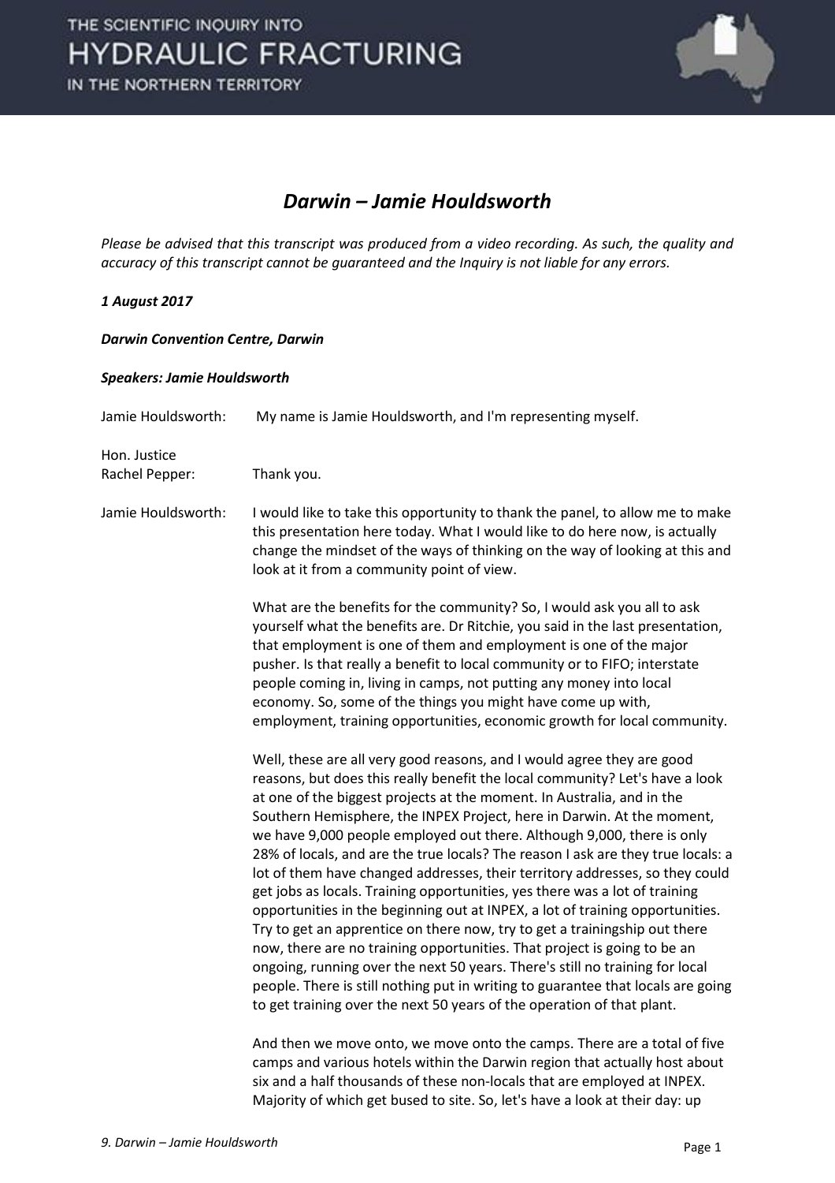# *Darwin – Jamie Houldsworth*

*Please be advised that this transcript was produced from a video recording. As such, the quality and accuracy of this transcript cannot be guaranteed and the Inquiry is not liable for any errors.*

***1 August 2017***

***Darwin Convention Centre, Darwin***

***Speakers: Jamie Houldsworth***

Jamie Houldsworth: My name is Jamie Houldsworth, and I'm representing myself.

Hon. Justice Rachel Pepper: Thank you.

Jamie Houldsworth: I would like to take this opportunity to thank the panel, to allow me to make this presentation here today. What I would like to do here now, is actually change the mindset of the ways of thinking on the way of looking at this and look at it from a community point of view.

What are the benefits for the community? So, I would ask you all to ask yourself what the benefits are. Dr Ritchie, you said in the last presentation, that employment is one of them and employment is one of the major pusher. Is that really a benefit to local community or to FIFO; interstate people coming in, living in camps, not putting any money into local economy. So, some of the things you might have come up with, employment, training opportunities, economic growth for local community.

Well, these are all very good reasons, and I would agree they are good reasons, but does this really benefit the local community? Let's have a look at one of the biggest projects at the moment. In Australia, and in the Southern Hemisphere, the INPEX Project, here in Darwin. At the moment, we have 9,000 people employed out there. Although 9,000, there is only 28% of locals, and are the true locals? The reason I ask are they true locals: a lot of them have changed addresses, their territory addresses, so they could get jobs as locals. Training opportunities, yes there was a lot of training opportunities in the beginning out at INPEX, a lot of training opportunities. Try to get an apprentice on there now, try to get a trainingship out there now, there are no training opportunities. That project is going to be an ongoing, running over the next 50 years. There's still no training for local people. There is still nothing put in writing to guarantee that locals are going to get training over the next 50 years of the operation of that plant.

And then we move onto, we move onto the camps. There are a total of five camps and various hotels within the Darwin region that actually host about six and a half thousands of these non-locals that are employed at INPEX. Majority of which get bused to site. So, let's have a look at their day: up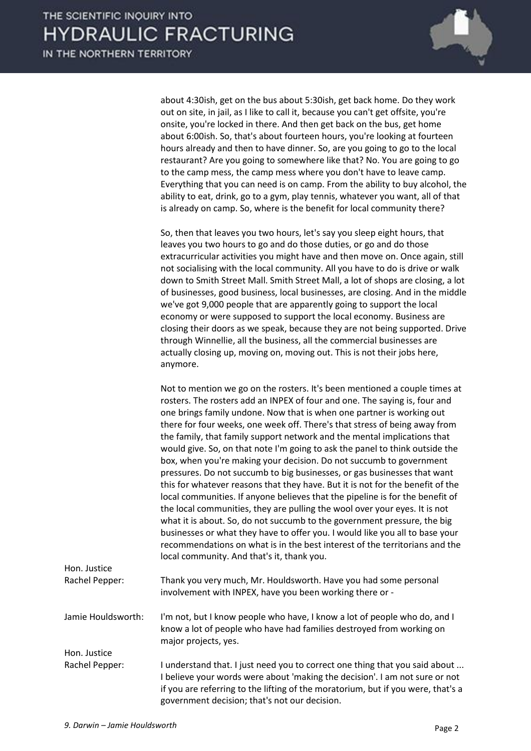about 4:30ish, get on the bus about 5:30ish, get back home. Do they work out on site, in jail, as I like to call it, because you can't get offsite, you're onsite, you're locked in there. And then get back on the bus, get home about 6:00ish. So, that's about fourteen hours, you're looking at fourteen hours already and then to have dinner. So, are you going to go to the local restaurant? Are you going to somewhere like that? No. You are going to go to the camp mess, the camp mess where you don't have to leave camp. Everything that you can need is on camp. From the ability to buy alcohol, the ability to eat, drink, go to a gym, play tennis, whatever you want, all of that is already on camp. So, where is the benefit for local community there?

So, then that leaves you two hours, let's say you sleep eight hours, that leaves you two hours to go and do those duties, or go and do those extracurricular activities you might have and then move on. Once again, still not socialising with the local community. All you have to do is drive or walk down to Smith Street Mall. Smith Street Mall, a lot of shops are closing, a lot of businesses, good business, local businesses, are closing. And in the middle we've got 9,000 people that are apparently going to support the local economy or were supposed to support the local economy. Business are closing their doors as we speak, because they are not being supported. Drive through Winnellie, all the business, all the commercial businesses are actually closing up, moving on, moving out. This is not their jobs here, anymore.

Not to mention we go on the rosters. It's been mentioned a couple times at rosters. The rosters add an INPEX of four and one. The saying is, four and one brings family undone. Now that is when one partner is working out there for four weeks, one week off. There's that stress of being away from the family, that family support network and the mental implications that would give. So, on that note I'm going to ask the panel to think outside the box, when you're making your decision. Do not succumb to government pressures. Do not succumb to big businesses, or gas businesses that want this for whatever reasons that they have. But it is not for the benefit of the local communities. If anyone believes that the pipeline is for the benefit of the local communities, they are pulling the wool over your eyes. It is not what it is about. So, do not succumb to the government pressure, the big businesses or what they have to offer you. I would like you all to base your recommendations on what is in the best interest of the territorians and the local community. And that's it, thank you.

**Hon. Justice Rachel Pepper:** Thank you very much, Mr. Houldsworth. Have you had some personal involvement with INPEX, have you been working there or -

**Jamie Houldsworth:** I'm not, but I know people who have, I know a lot of people who do, and I know a lot of people who have had families destroyed from working on major projects, yes.

**Hon. Justice Rachel Pepper:** I understand that. I just need you to correct one thing that you said about ... I believe your words were about 'making the decision'. I am not sure or not if you are referring to the lifting of the moratorium, but if you were, that's a government decision; that's not our decision.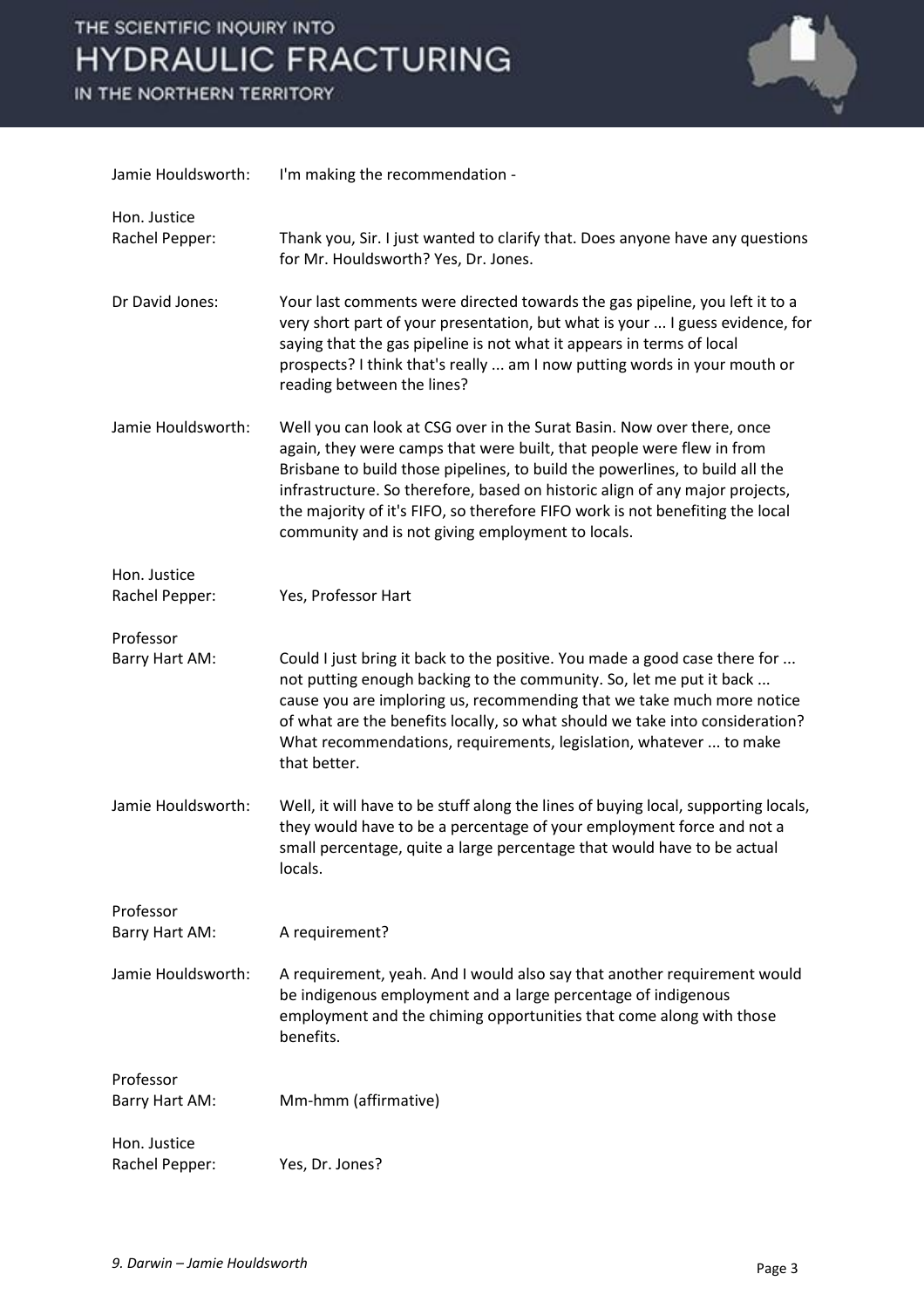Jamie Houldsworth: I'm making the recommendation -

Hon. Justice Rachel Pepper: Thank you, Sir. I just wanted to clarify that. Does anyone have any questions for Mr. Houldsworth? Yes, Dr. Jones.

Dr David Jones: Your last comments were directed towards the gas pipeline, you left it to a very short part of your presentation, but what is your ... I guess evidence, for saying that the gas pipeline is not what it appears in terms of local prospects? I think that's really ... am I now putting words in your mouth or reading between the lines?

Jamie Houldsworth: Well you can look at CSG over in the Surat Basin. Now over there, once again, they were camps that were built, that people were flew in from Brisbane to build those pipelines, to build the powerlines, to build all the infrastructure. So therefore, based on historic align of any major projects, the majority of it's FIFO, so therefore FIFO work is not benefiting the local community and is not giving employment to locals.

Hon. Justice Rachel Pepper: Yes, Professor Hart

Professor Barry Hart AM: Could I just bring it back to the positive. You made a good case there for ... not putting enough backing to the community. So, let me put it back ... cause you are imploring us, recommending that we take much more notice of what are the benefits locally, so what should we take into consideration? What recommendations, requirements, legislation, whatever ... to make that better.

Jamie Houldsworth: Well, it will have to be stuff along the lines of buying local, supporting locals, they would have to be a percentage of your employment force and not a small percentage, quite a large percentage that would have to be actual locals.

Professor Barry Hart AM: A requirement?

Jamie Houldsworth: A requirement, yeah. And I would also say that another requirement would be indigenous employment and a large percentage of indigenous employment and the chiming opportunities that come along with those benefits.

Professor Barry Hart AM: Mm-hmm (affirmative)

Hon. Justice Rachel Pepper: Yes, Dr. Jones?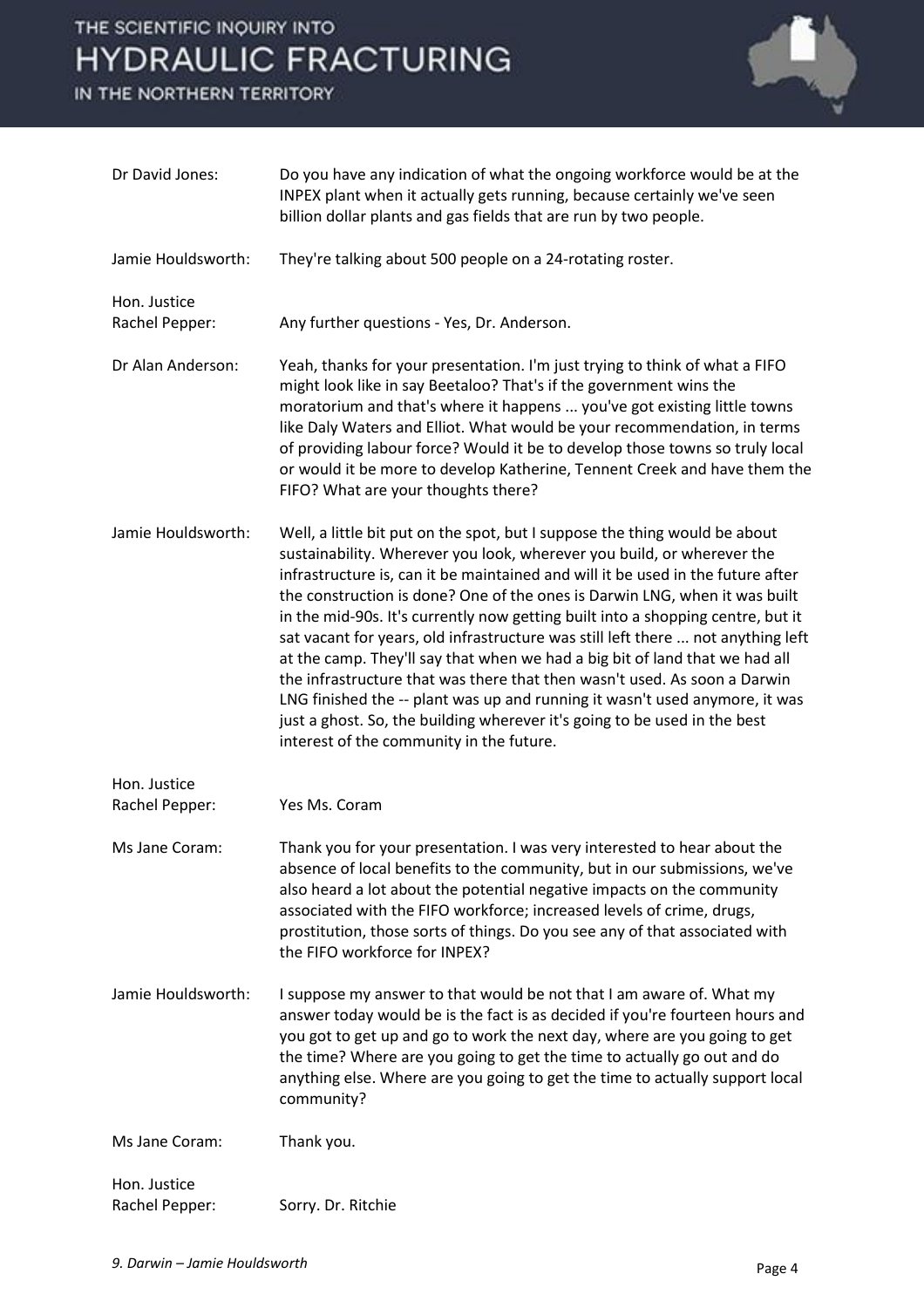Dr David Jones: Do you have any indication of what the ongoing workforce would be at the INPEX plant when it actually gets running, because certainly we've seen billion dollar plants and gas fields that are run by two people.

Jamie Houldsworth: They're talking about 500 people on a 24-rotating roster.

Hon. Justice Rachel Pepper: Any further questions - Yes, Dr. Anderson.

Dr Alan Anderson: Yeah, thanks for your presentation. I'm just trying to think of what a FIFO might look like in say Beetaloo? That's if the government wins the moratorium and that's where it happens ... you've got existing little towns like Daly Waters and Elliot. What would be your recommendation, in terms of providing labour force? Would it be to develop those towns so truly local or would it be more to develop Katherine, Tennent Creek and have them the FIFO? What are your thoughts there?

Jamie Houldsworth: Well, a little bit put on the spot, but I suppose the thing would be about sustainability. Wherever you look, wherever you build, or wherever the infrastructure is, can it be maintained and will it be used in the future after the construction is done? One of the ones is Darwin LNG, when it was built in the mid-90s. It's currently now getting built into a shopping centre, but it sat vacant for years, old infrastructure was still left there ... not anything left at the camp. They'll say that when we had a big bit of land that we had all the infrastructure that was there that then wasn't used. As soon a Darwin LNG finished the -- plant was up and running it wasn't used anymore, it was just a ghost. So, the building wherever it's going to be used in the best interest of the community in the future.

Hon. Justice Rachel Pepper: Yes Ms. Coram

Ms Jane Coram: Thank you for your presentation. I was very interested to hear about the absence of local benefits to the community, but in our submissions, we've also heard a lot about the potential negative impacts on the community associated with the FIFO workforce; increased levels of crime, drugs, prostitution, those sorts of things. Do you see any of that associated with the FIFO workforce for INPEX?

Jamie Houldsworth: I suppose my answer to that would be not that I am aware of. What my answer today would be is the fact is as decided if you're fourteen hours and you got to get up and go to work the next day, where are you going to get the time? Where are you going to get the time to actually go out and do anything else. Where are you going to get the time to actually support local community?

Ms Jane Coram: Thank you.

Hon. Justice Rachel Pepper: Sorry. Dr. Ritchie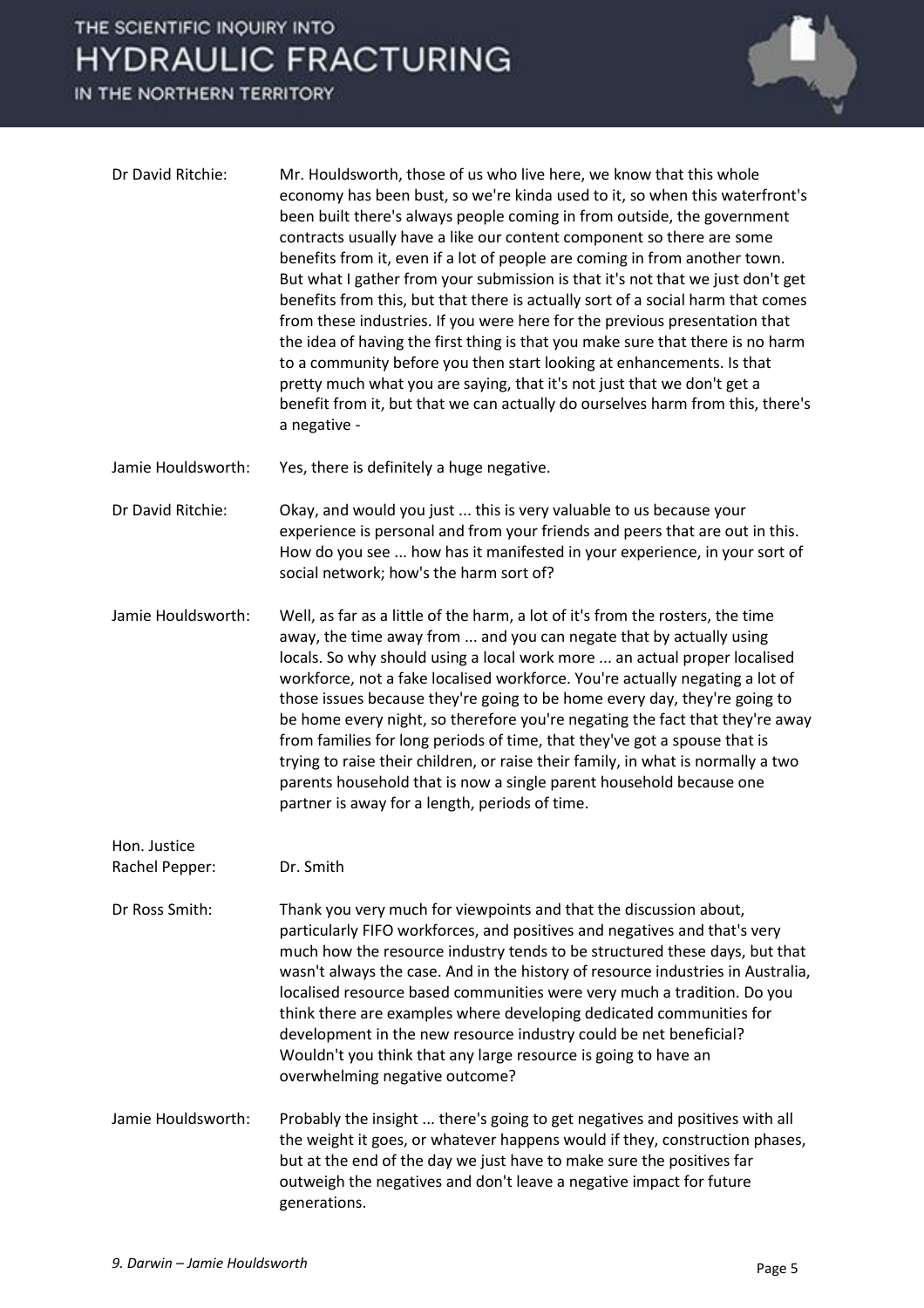Dr David Ritchie: Mr. Houldsworth, those of us who live here, we know that this whole economy has been bust, so we're kinda used to it, so when this waterfront's been built there's always people coming in from outside, the government contracts usually have a like our content component so there are some benefits from it, even if a lot of people are coming in from another town. But what I gather from your submission is that it's not that we just don't get benefits from this, but that there is actually sort of a social harm that comes from these industries. If you were here for the previous presentation that the idea of having the first thing is that you make sure that there is no harm to a community before you then start looking at enhancements. Is that pretty much what you are saying, that it's not just that we don't get a benefit from it, but that we can actually do ourselves harm from this, there's a negative -

Jamie Houldsworth: Yes, there is definitely a huge negative.

Dr David Ritchie: Okay, and would you just ... this is very valuable to us because your experience is personal and from your friends and peers that are out in this. How do you see ... how has it manifested in your experience, in your sort of social network; how's the harm sort of?

Jamie Houldsworth: Well, as far as a little of the harm, a lot of it's from the rosters, the time away, the time away from ... and you can negate that by actually using locals. So why should using a local work more ... an actual proper localised workforce, not a fake localised workforce. You're actually negating a lot of those issues because they're going to be home every day, they're going to be home every night, so therefore you're negating the fact that they're away from families for long periods of time, that they've got a spouse that is trying to raise their children, or raise their family, in what is normally a two parents household that is now a single parent household because one partner is away for a length, periods of time.

Hon. Justice Rachel Pepper: Dr. Smith

Dr Ross Smith: Thank you very much for viewpoints and that the discussion about, particularly FIFO workforces, and positives and negatives and that's very much how the resource industry tends to be structured these days, but that wasn't always the case. And in the history of resource industries in Australia, localised resource based communities were very much a tradition. Do you think there are examples where developing dedicated communities for development in the new resource industry could be net beneficial? Wouldn't you think that any large resource is going to have an overwhelming negative outcome?

Jamie Houldsworth: Probably the insight ... there's going to get negatives and positives with all the weight it goes, or whatever happens would if they, construction phases, but at the end of the day we just have to make sure the positives far outweigh the negatives and don't leave a negative impact for future generations.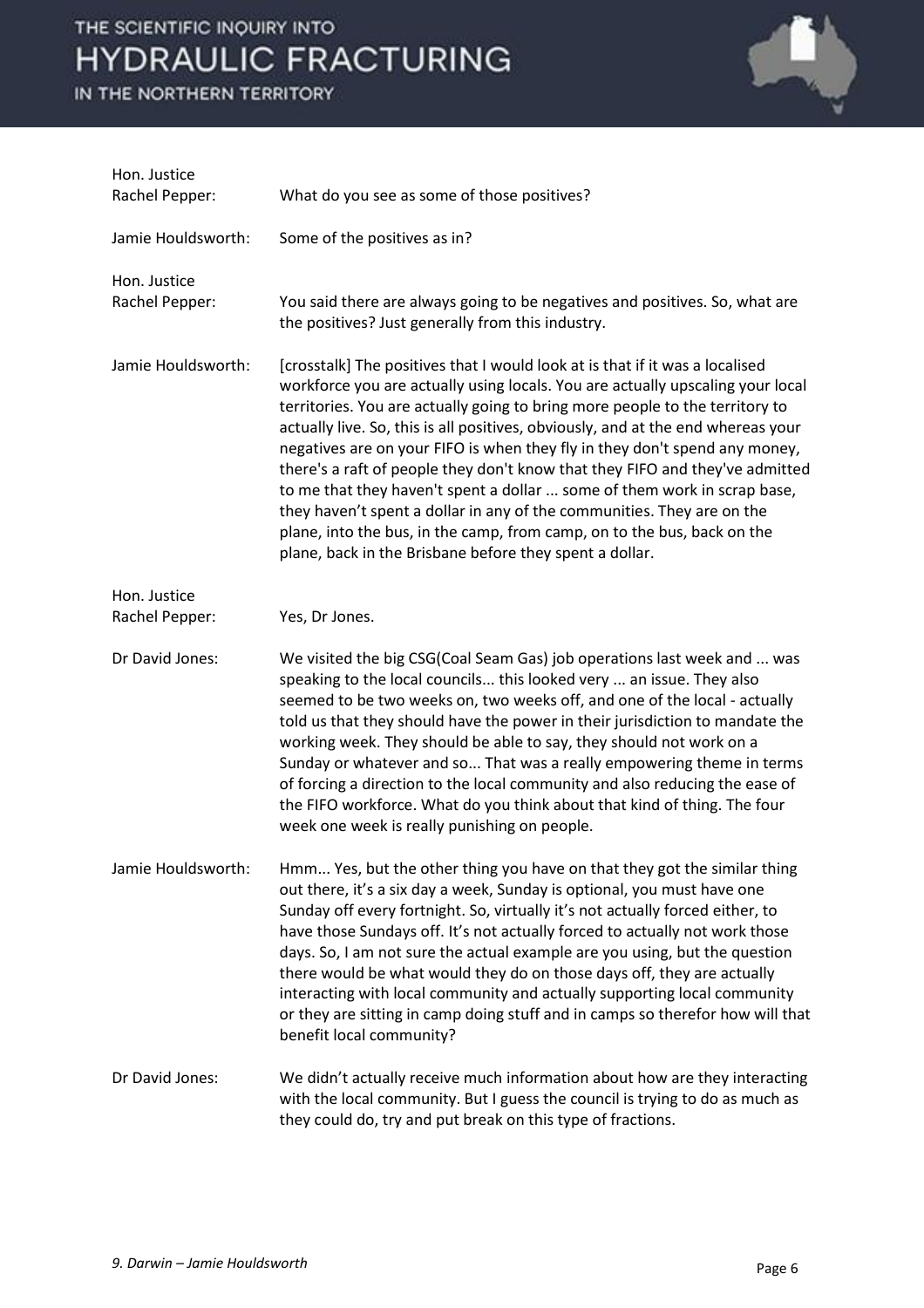Hon. Justice Rachel Pepper: What do you see as some of those positives?

Jamie Houldsworth: Some of the positives as in?

Hon. Justice Rachel Pepper: You said there are always going to be negatives and positives. So, what are the positives? Just generally from this industry.

Jamie Houldsworth: [crosstalk] The positives that I would look at is that if it was a localised workforce you are actually using locals. You are actually upscaling your local territories. You are actually going to bring more people to the territory to actually live. So, this is all positives, obviously, and at the end whereas your negatives are on your FIFO is when they fly in they don't spend any money, there's a raft of people they don't know that they FIFO and they've admitted to me that they haven't spent a dollar ... some of them work in scrap base, they haven't spent a dollar in any of the communities. They are on the plane, into the bus, in the camp, from camp, on to the bus, back on the plane, back in the Brisbane before they spent a dollar.

Hon. Justice Rachel Pepper: Yes, Dr Jones.

Dr David Jones: We visited the big CSG(Coal Seam Gas) job operations last week and ... was speaking to the local councils... this looked very ... an issue. They also seemed to be two weeks on, two weeks off, and one of the local - actually told us that they should have the power in their jurisdiction to mandate the working week. They should be able to say, they should not work on a Sunday or whatever and so... That was a really empowering theme in terms of forcing a direction to the local community and also reducing the ease of the FIFO workforce. What do you think about that kind of thing. The four week one week is really punishing on people.

Jamie Houldsworth: Hmm... Yes, but the other thing you have on that they got the similar thing out there, it's a six day a week, Sunday is optional, you must have one Sunday off every fortnight. So, virtually it's not actually forced either, to have those Sundays off. It's not actually forced to actually not work those days. So, I am not sure the actual example are you using, but the question there would be what would they do on those days off, they are actually interacting with local community and actually supporting local community or they are sitting in camp doing stuff and in camps so therefor how will that benefit local community?

Dr David Jones: We didn't actually receive much information about how are they interacting with the local community. But I guess the council is trying to do as much as they could do, try and put break on this type of fractions.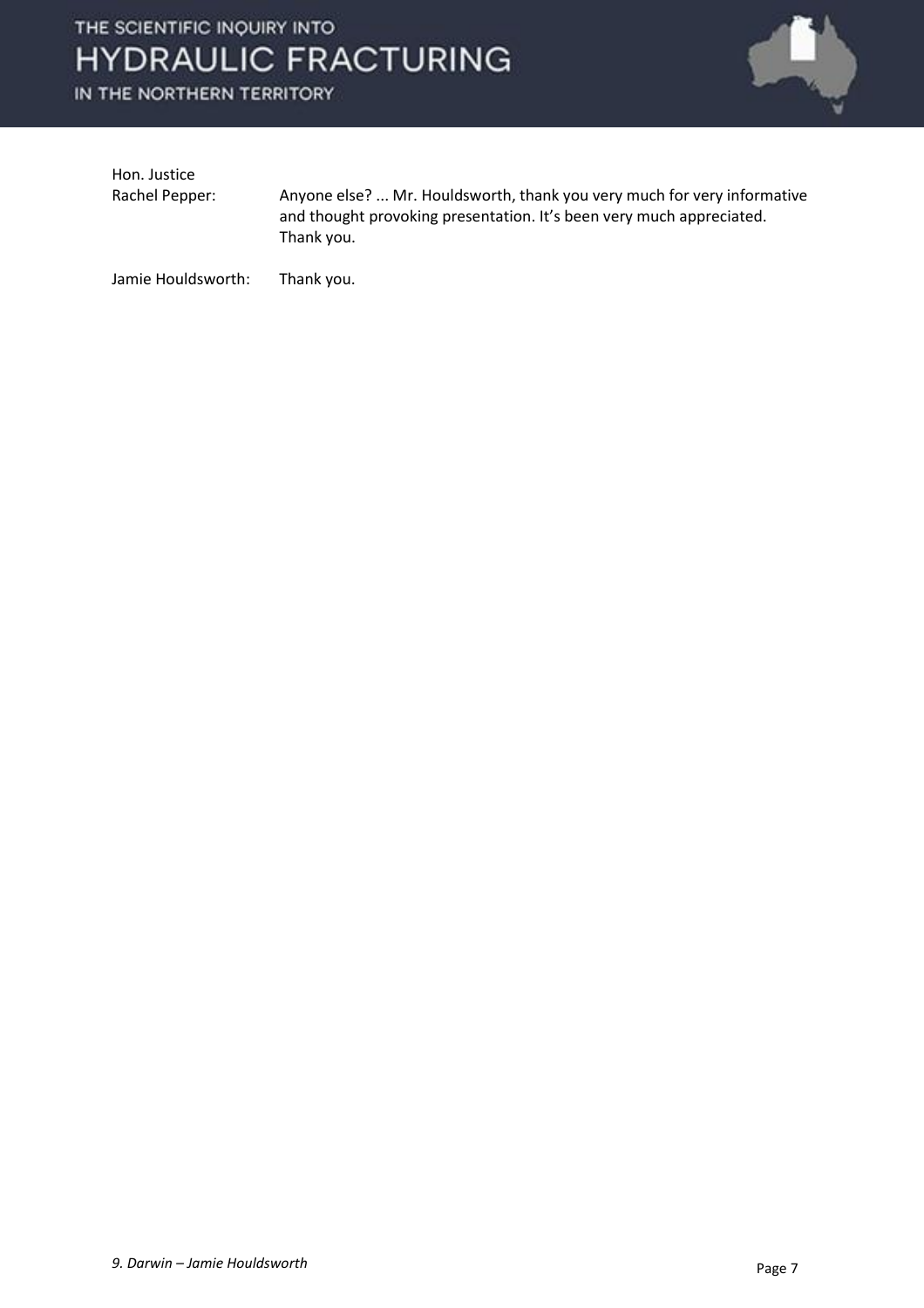Hon. Justice Rachel Pepper: Anyone else? ... Mr. Houldsworth, thank you very much for very informative and thought provoking presentation. It's been very much appreciated. Thank you.

Jamie Houldsworth: Thank you.